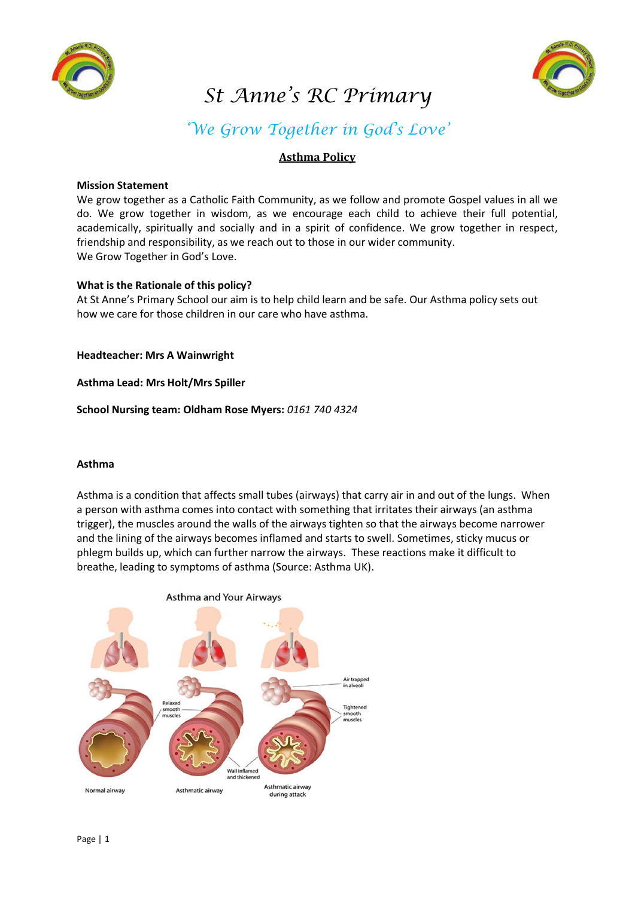# St Anne's RC Primary

*'We Grow Together in God's Love'*

## Asthma Policy

**Mission Statement**

We grow together as a Catholic Faith Community, as we follow and promote Gospel values in all we do. We grow together in wisdom, as we encourage each child to achieve their full potential, academically, spiritually and socially and in a spirit of confidence. We grow together in respect, friendship and responsibility, as we reach out to those in our wider community.
We Grow Together in God's Love.

**What is the Rationale of this policy?**

At St Anne's Primary School our aim is to help child learn and be safe. Our Asthma policy sets out how we care for those children in our care who have asthma.

**Headteacher: Mrs A Wainwright**

**Asthma Lead: Mrs Holt/Mrs Spiller**

**School Nursing team: Oldham Rose Myers:** *0161 740 4324*

**Asthma**

Asthma is a condition that affects small tubes (airways) that carry air in and out of the lungs. When a person with asthma comes into contact with something that irritates their airways (an asthma trigger), the muscles around the walls of the airways tighten so that the airways become narrower and the lining of the airways becomes inflamed and starts to swell. Sometimes, sticky mucus or phlegm builds up, which can further narrow the airways. These reactions make it difficult to breathe, leading to symptoms of asthma (Source: Asthma UK).

Asthma and Your Airways

Normal airway | Asthmatic airway | Asthmatic airway during attack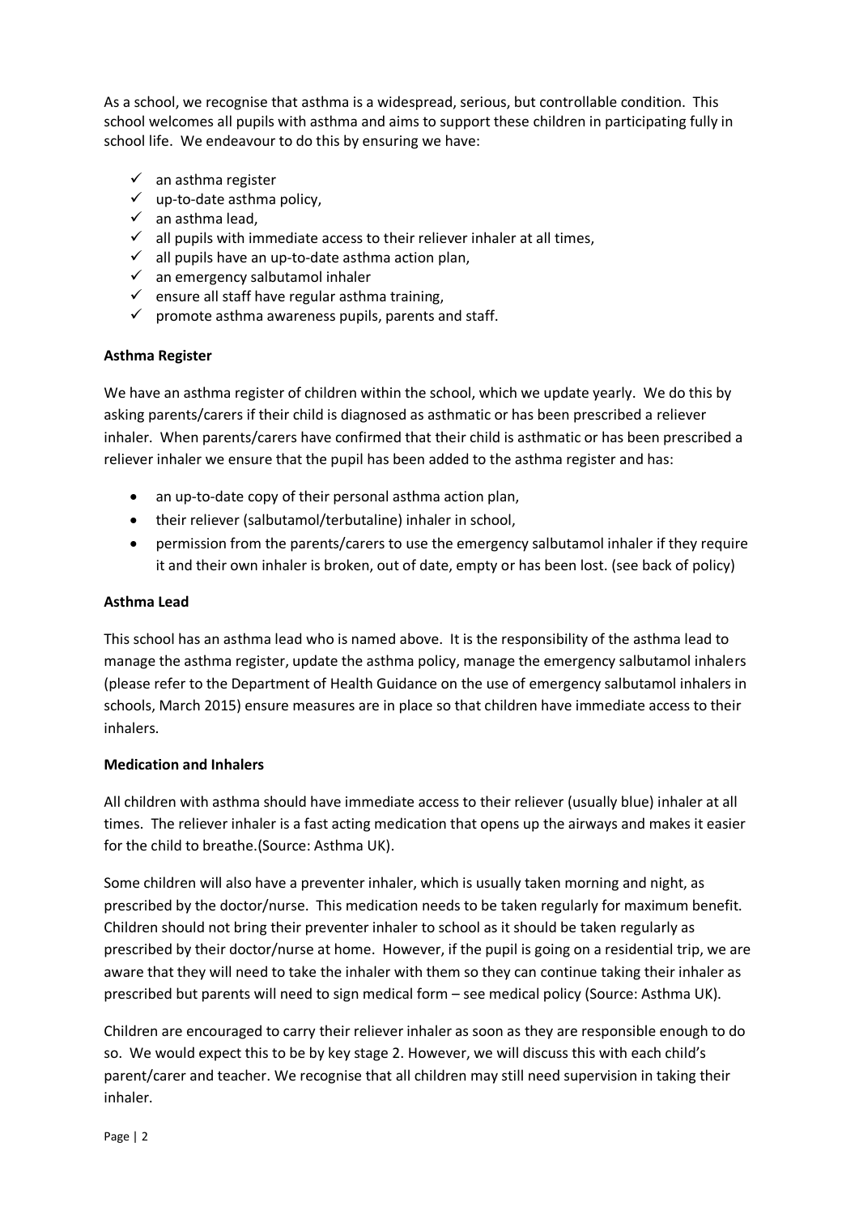As a school, we recognise that asthma is a widespread, serious, but controllable condition. This school welcomes all pupils with asthma and aims to support these children in participating fully in school life. We endeavour to do this by ensuring we have:

- ✓ an asthma register
- ✓ up-to-date asthma policy,
- ✓ an asthma lead,
- ✓ all pupils with immediate access to their reliever inhaler at all times,
- ✓ all pupils have an up-to-date asthma action plan,
- ✓ an emergency salbutamol inhaler
- ✓ ensure all staff have regular asthma training,
- ✓ promote asthma awareness pupils, parents and staff.

**Asthma Register**

We have an asthma register of children within the school, which we update yearly. We do this by asking parents/carers if their child is diagnosed as asthmatic or has been prescribed a reliever inhaler. When parents/carers have confirmed that their child is asthmatic or has been prescribed a reliever inhaler we ensure that the pupil has been added to the asthma register and has:

- an up-to-date copy of their personal asthma action plan,
- their reliever (salbutamol/terbutaline) inhaler in school,
- permission from the parents/carers to use the emergency salbutamol inhaler if they require it and their own inhaler is broken, out of date, empty or has been lost. (see back of policy)

**Asthma Lead**

This school has an asthma lead who is named above. It is the responsibility of the asthma lead to manage the asthma register, update the asthma policy, manage the emergency salbutamol inhalers (please refer to the Department of Health Guidance on the use of emergency salbutamol inhalers in schools, March 2015) ensure measures are in place so that children have immediate access to their inhalers.

**Medication and Inhalers**

All children with asthma should have immediate access to their reliever (usually blue) inhaler at all times. The reliever inhaler is a fast acting medication that opens up the airways and makes it easier for the child to breathe.(Source: Asthma UK).

Some children will also have a preventer inhaler, which is usually taken morning and night, as prescribed by the doctor/nurse. This medication needs to be taken regularly for maximum benefit. Children should not bring their preventer inhaler to school as it should be taken regularly as prescribed by their doctor/nurse at home. However, if the pupil is going on a residential trip, we are aware that they will need to take the inhaler with them so they can continue taking their inhaler as prescribed but parents will need to sign medical form – see medical policy (Source: Asthma UK).

Children are encouraged to carry their reliever inhaler as soon as they are responsible enough to do so. We would expect this to be by key stage 2. However, we will discuss this with each child's parent/carer and teacher. We recognise that all children may still need supervision in taking their inhaler.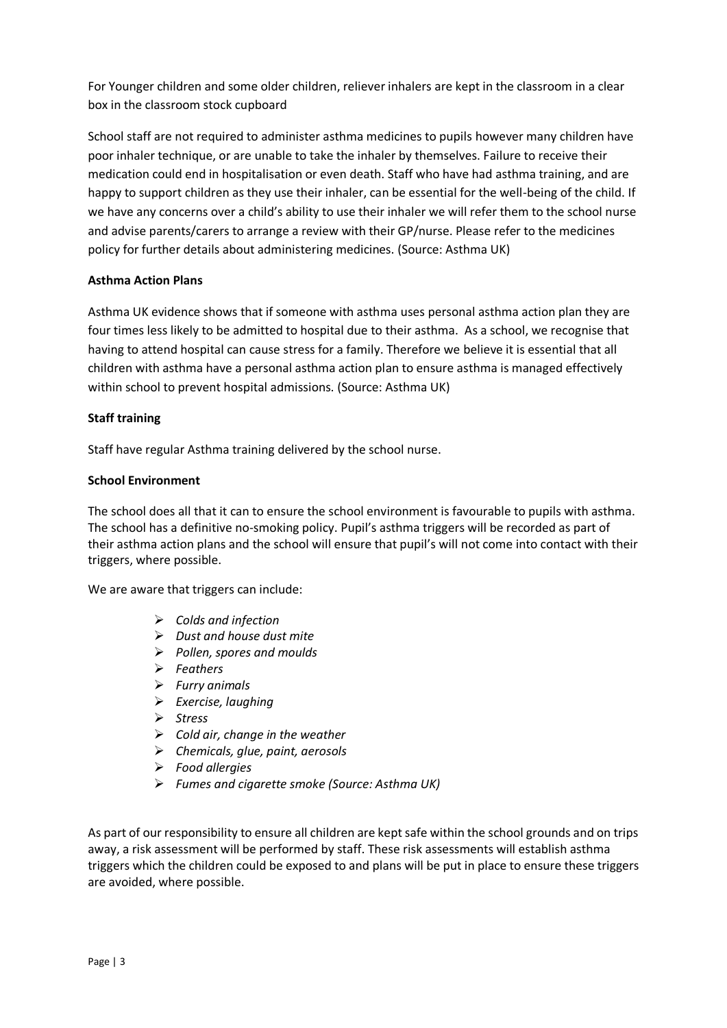For Younger children and some older children, reliever inhalers are kept in the classroom in a clear box in the classroom stock cupboard

School staff are not required to administer asthma medicines to pupils however many children have poor inhaler technique, or are unable to take the inhaler by themselves. Failure to receive their medication could end in hospitalisation or even death. Staff who have had asthma training, and are happy to support children as they use their inhaler, can be essential for the well-being of the child. If we have any concerns over a child's ability to use their inhaler we will refer them to the school nurse and advise parents/carers to arrange a review with their GP/nurse. Please refer to the medicines policy for further details about administering medicines. (Source: Asthma UK)

**Asthma Action Plans**

Asthma UK evidence shows that if someone with asthma uses personal asthma action plan they are four times less likely to be admitted to hospital due to their asthma. As a school, we recognise that having to attend hospital can cause stress for a family. Therefore we believe it is essential that all children with asthma have a personal asthma action plan to ensure asthma is managed effectively within school to prevent hospital admissions. (Source: Asthma UK)

**Staff training**

Staff have regular Asthma training delivered by the school nurse.

**School Environment**

The school does all that it can to ensure the school environment is favourable to pupils with asthma. The school has a definitive no-smoking policy. Pupil's asthma triggers will be recorded as part of their asthma action plans and the school will ensure that pupil's will not come into contact with their triggers, where possible.

We are aware that triggers can include:

- *Colds and infection*
- *Dust and house dust mite*
- *Pollen, spores and moulds*
- *Feathers*
- *Furry animals*
- *Exercise, laughing*
- *Stress*
- *Cold air, change in the weather*
- *Chemicals, glue, paint, aerosols*
- *Food allergies*
- *Fumes and cigarette smoke (Source: Asthma UK)*

As part of our responsibility to ensure all children are kept safe within the school grounds and on trips away, a risk assessment will be performed by staff. These risk assessments will establish asthma triggers which the children could be exposed to and plans will be put in place to ensure these triggers are avoided, where possible.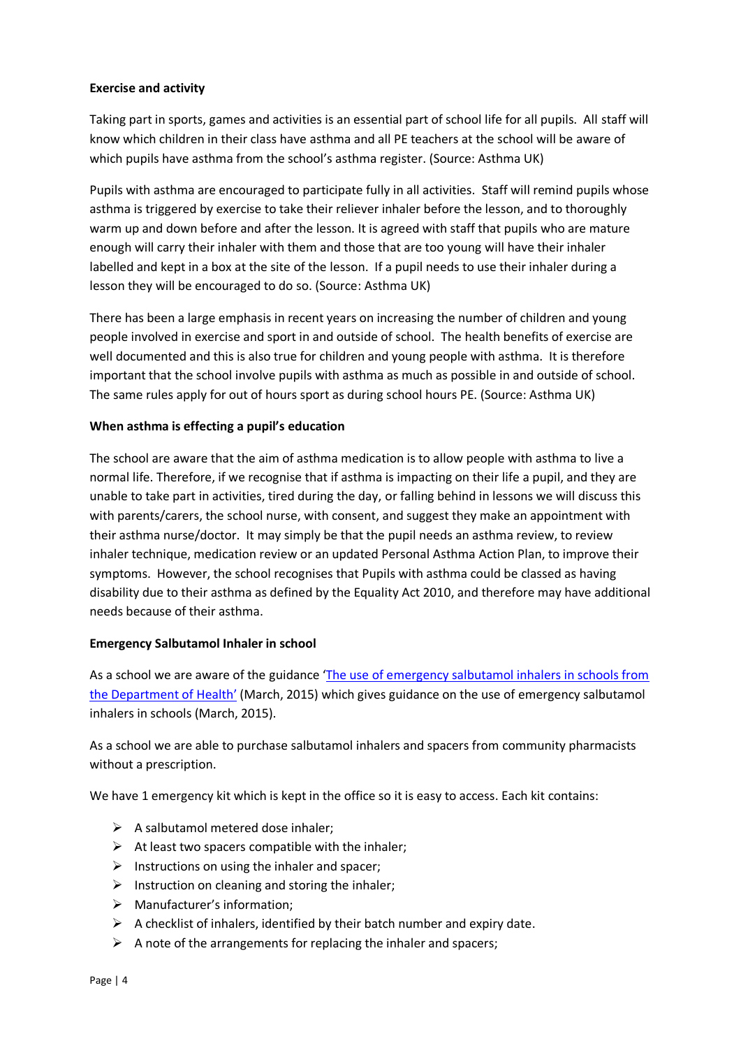**Exercise and activity**

Taking part in sports, games and activities is an essential part of school life for all pupils. All staff will know which children in their class have asthma and all PE teachers at the school will be aware of which pupils have asthma from the school's asthma register. (Source: Asthma UK)

Pupils with asthma are encouraged to participate fully in all activities. Staff will remind pupils whose asthma is triggered by exercise to take their reliever inhaler before the lesson, and to thoroughly warm up and down before and after the lesson. It is agreed with staff that pupils who are mature enough will carry their inhaler with them and those that are too young will have their inhaler labelled and kept in a box at the site of the lesson. If a pupil needs to use their inhaler during a lesson they will be encouraged to do so. (Source: Asthma UK)

There has been a large emphasis in recent years on increasing the number of children and young people involved in exercise and sport in and outside of school. The health benefits of exercise are well documented and this is also true for children and young people with asthma. It is therefore important that the school involve pupils with asthma as much as possible in and outside of school. The same rules apply for out of hours sport as during school hours PE. (Source: Asthma UK)

**When asthma is effecting a pupil's education**

The school are aware that the aim of asthma medication is to allow people with asthma to live a normal life. Therefore, if we recognise that if asthma is impacting on their life a pupil, and they are unable to take part in activities, tired during the day, or falling behind in lessons we will discuss this with parents/carers, the school nurse, with consent, and suggest they make an appointment with their asthma nurse/doctor. It may simply be that the pupil needs an asthma review, to review inhaler technique, medication review or an updated Personal Asthma Action Plan, to improve their symptoms. However, the school recognises that Pupils with asthma could be classed as having disability due to their asthma as defined by the Equality Act 2010, and therefore may have additional needs because of their asthma.

**Emergency Salbutamol Inhaler in school**

As a school we are aware of the guidance 'The use of emergency salbutamol inhalers in schools from the Department of Health' (March, 2015) which gives guidance on the use of emergency salbutamol inhalers in schools (March, 2015).

As a school we are able to purchase salbutamol inhalers and spacers from community pharmacists without a prescription.

We have 1 emergency kit which is kept in the office so it is easy to access. Each kit contains:

- A salbutamol metered dose inhaler;
- At least two spacers compatible with the inhaler;
- Instructions on using the inhaler and spacer;
- Instruction on cleaning and storing the inhaler;
- Manufacturer's information;
- A checklist of inhalers, identified by their batch number and expiry date.
- A note of the arrangements for replacing the inhaler and spacers;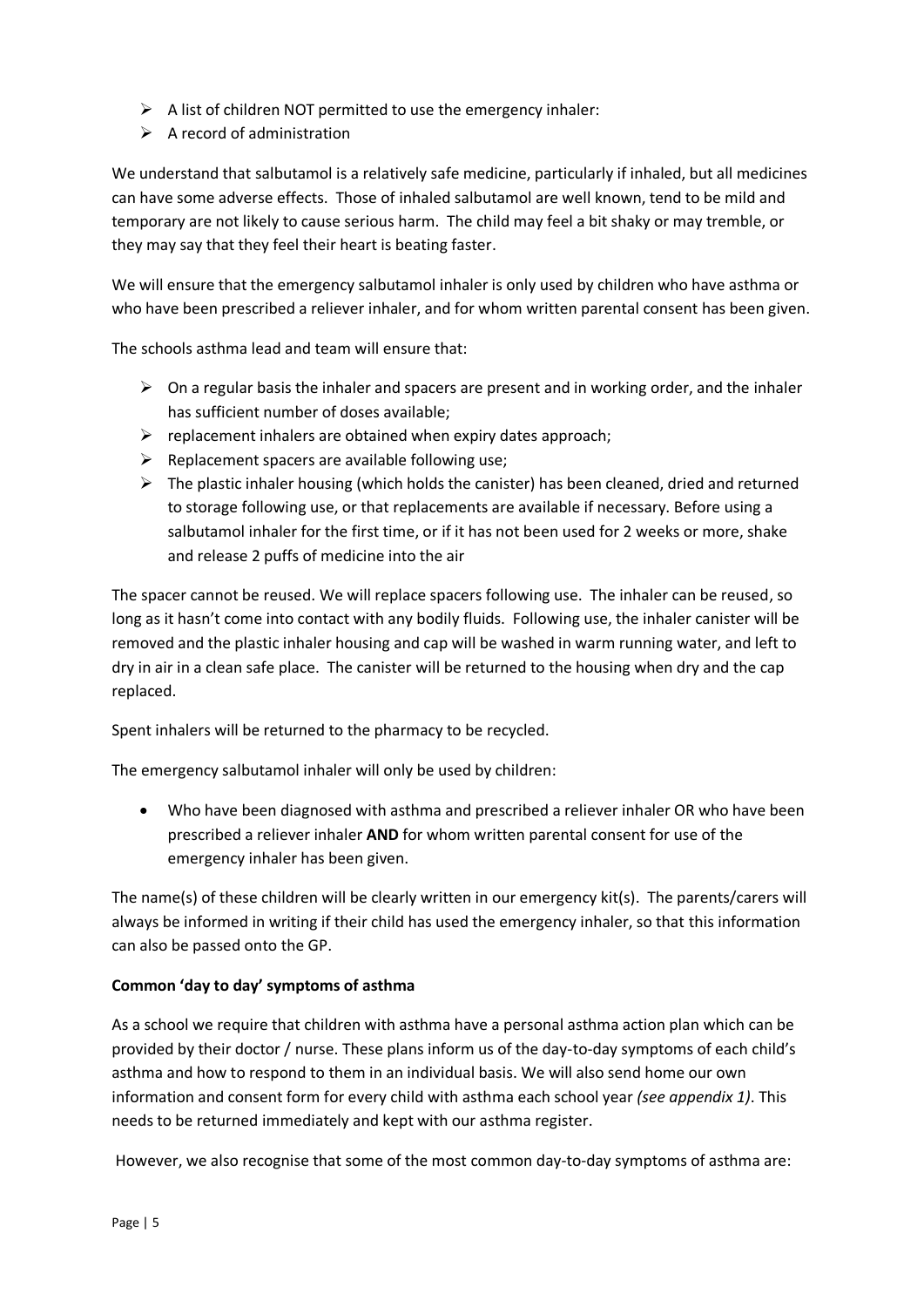- A list of children NOT permitted to use the emergency inhaler:
- A record of administration

We understand that salbutamol is a relatively safe medicine, particularly if inhaled, but all medicines can have some adverse effects. Those of inhaled salbutamol are well known, tend to be mild and temporary are not likely to cause serious harm. The child may feel a bit shaky or may tremble, or they may say that they feel their heart is beating faster.

We will ensure that the emergency salbutamol inhaler is only used by children who have asthma or who have been prescribed a reliever inhaler, and for whom written parental consent has been given.

The schools asthma lead and team will ensure that:

- On a regular basis the inhaler and spacers are present and in working order, and the inhaler has sufficient number of doses available;
- replacement inhalers are obtained when expiry dates approach;
- Replacement spacers are available following use;
- The plastic inhaler housing (which holds the canister) has been cleaned, dried and returned to storage following use, or that replacements are available if necessary. Before using a salbutamol inhaler for the first time, or if it has not been used for 2 weeks or more, shake and release 2 puffs of medicine into the air

The spacer cannot be reused. We will replace spacers following use. The inhaler can be reused, so long as it hasn't come into contact with any bodily fluids. Following use, the inhaler canister will be removed and the plastic inhaler housing and cap will be washed in warm running water, and left to dry in air in a clean safe place. The canister will be returned to the housing when dry and the cap replaced.

Spent inhalers will be returned to the pharmacy to be recycled.

The emergency salbutamol inhaler will only be used by children:

- Who have been diagnosed with asthma and prescribed a reliever inhaler OR who have been prescribed a reliever inhaler **AND** for whom written parental consent for use of the emergency inhaler has been given.

The name(s) of these children will be clearly written in our emergency kit(s). The parents/carers will always be informed in writing if their child has used the emergency inhaler, so that this information can also be passed onto the GP.

**Common 'day to day' symptoms of asthma**

As a school we require that children with asthma have a personal asthma action plan which can be provided by their doctor / nurse. These plans inform us of the day-to-day symptoms of each child's asthma and how to respond to them in an individual basis. We will also send home our own information and consent form for every child with asthma each school year *(see appendix 1)*. This needs to be returned immediately and kept with our asthma register.

However, we also recognise that some of the most common day-to-day symptoms of asthma are: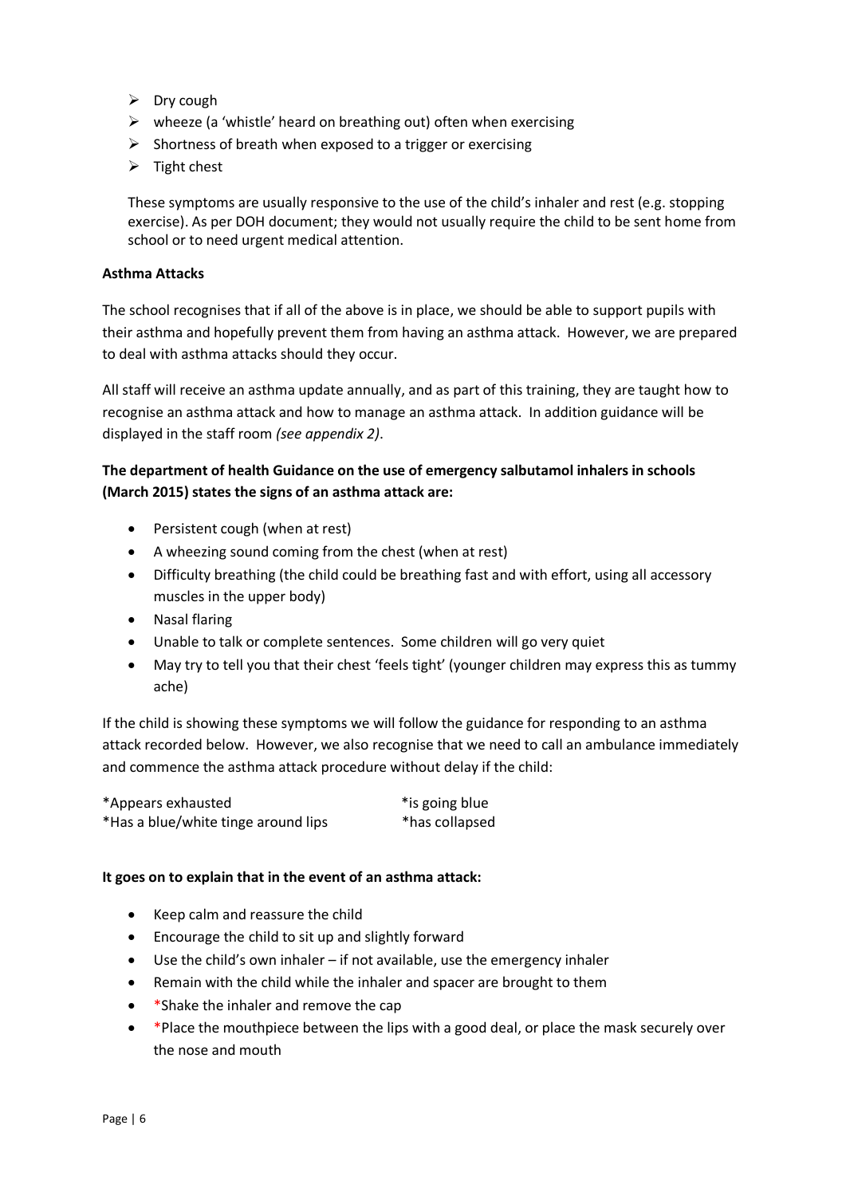- Dry cough
- wheeze (a 'whistle' heard on breathing out) often when exercising
- Shortness of breath when exposed to a trigger or exercising
- Tight chest

These symptoms are usually responsive to the use of the child's inhaler and rest (e.g. stopping exercise). As per DOH document; they would not usually require the child to be sent home from school or to need urgent medical attention.

**Asthma Attacks**

The school recognises that if all of the above is in place, we should be able to support pupils with their asthma and hopefully prevent them from having an asthma attack. However, we are prepared to deal with asthma attacks should they occur.

All staff will receive an asthma update annually, and as part of this training, they are taught how to recognise an asthma attack and how to manage an asthma attack. In addition guidance will be displayed in the staff room *(see appendix 2)*.

**The department of health Guidance on the use of emergency salbutamol inhalers in schools (March 2015) states the signs of an asthma attack are:**

- Persistent cough (when at rest)
- A wheezing sound coming from the chest (when at rest)
- Difficulty breathing (the child could be breathing fast and with effort, using all accessory muscles in the upper body)
- Nasal flaring
- Unable to talk or complete sentences. Some children will go very quiet
- May try to tell you that their chest 'feels tight' (younger children may express this as tummy ache)

If the child is showing these symptoms we will follow the guidance for responding to an asthma attack recorded below. However, we also recognise that we need to call an ambulance immediately and commence the asthma attack procedure without delay if the child:

*Appears exhausted
*is going blue
*Has a blue/white tinge around lips
*has collapsed

**It goes on to explain that in the event of an asthma attack:**

- Keep calm and reassure the child
- Encourage the child to sit up and slightly forward
- Use the child's own inhaler – if not available, use the emergency inhaler
- Remain with the child while the inhaler and spacer are brought to them
- *Shake the inhaler and remove the cap
- *Place the mouthpiece between the lips with a good deal, or place the mask securely over the nose and mouth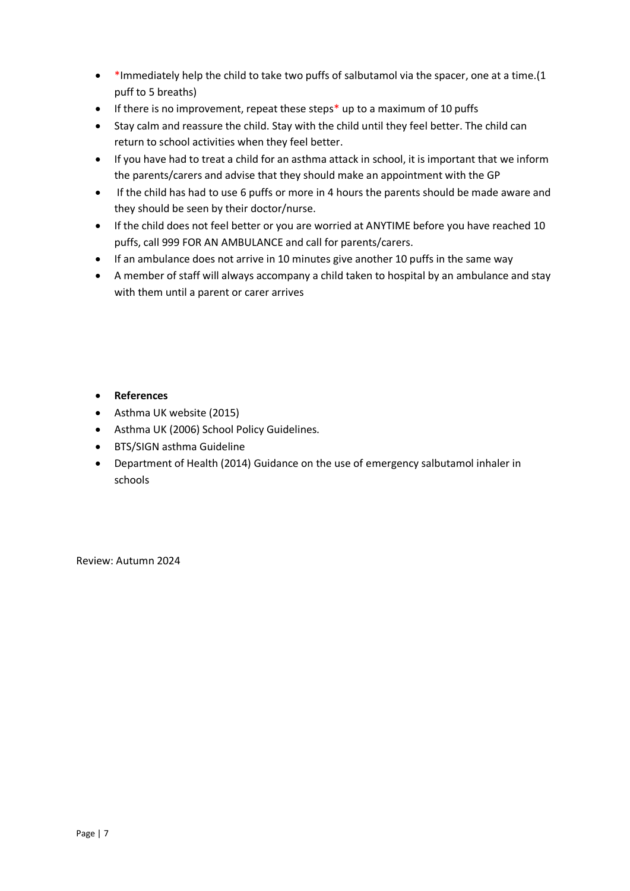- *Immediately help the child to take two puffs of salbutamol via the spacer, one at a time.(1 puff to 5 breaths)
- If there is no improvement, repeat these steps* up to a maximum of 10 puffs
- Stay calm and reassure the child. Stay with the child until they feel better. The child can return to school activities when they feel better.
- If you have had to treat a child for an asthma attack in school, it is important that we inform the parents/carers and advise that they should make an appointment with the GP
- If the child has had to use 6 puffs or more in 4 hours the parents should be made aware and they should be seen by their doctor/nurse.
- If the child does not feel better or you are worried at ANYTIME before you have reached 10 puffs, call 999 FOR AN AMBULANCE and call for parents/carers.
- If an ambulance does not arrive in 10 minutes give another 10 puffs in the same way
- A member of staff will always accompany a child taken to hospital by an ambulance and stay with them until a parent or carer arrives

- **References**
- Asthma UK website (2015)
- Asthma UK (2006) School Policy Guidelines.
- BTS/SIGN asthma Guideline
- Department of Health (2014) Guidance on the use of emergency salbutamol inhaler in schools

Review: Autumn 2024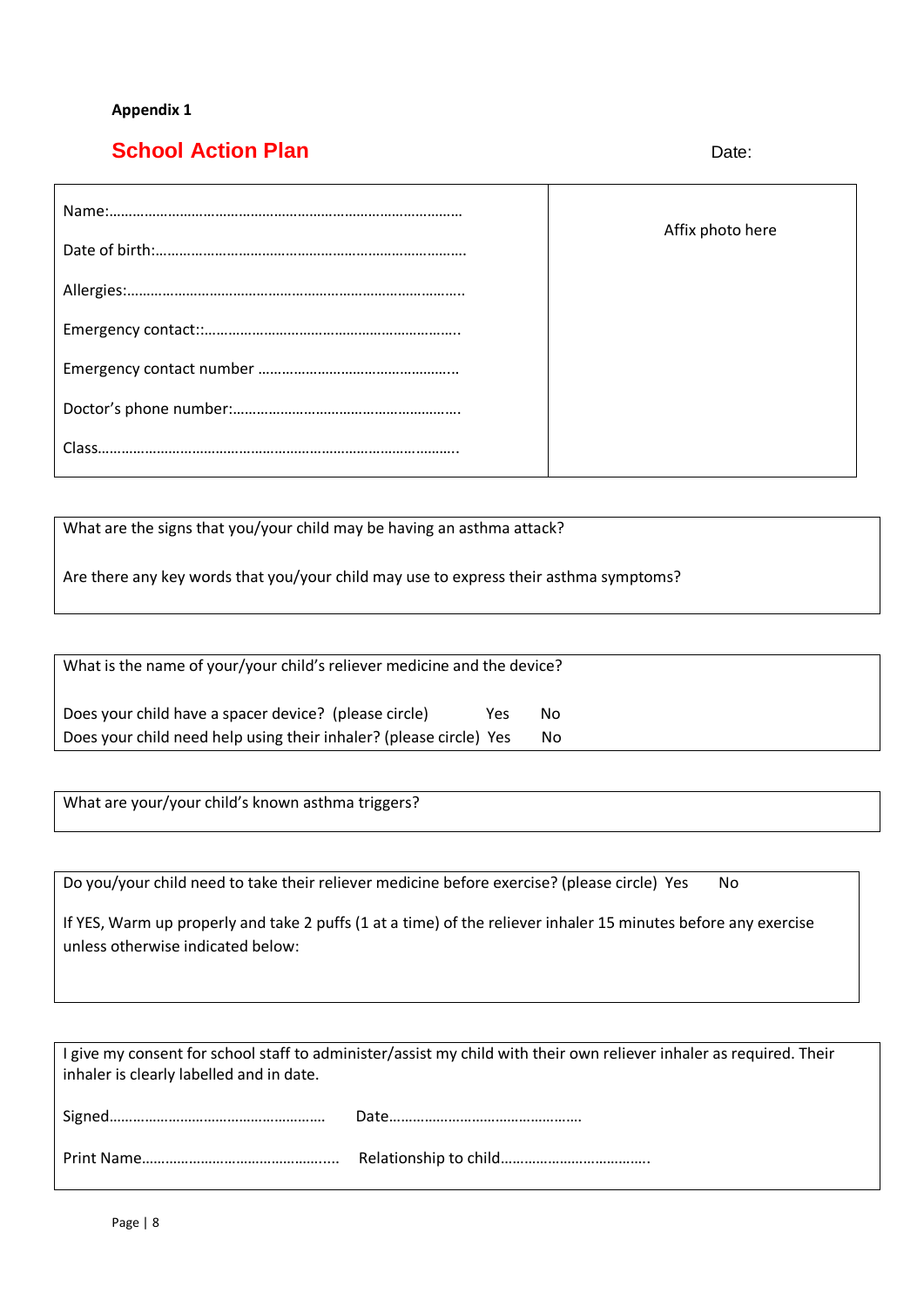**Appendix 1**

## School Action Plan

Date:

| Name:……………………………………………………………………………… | Affix photo here |
|---|---|
| Date of birth:…………………………………………………………………… | |
| Allergies:………………………………………………………………………….. | |
| Emergency contact::…………………………………………………….. | |
| Emergency contact number …………………………………………….. | |
| Doctor's phone number:………………………………………………. | |
| Class………………………………………………………………………………. | |

What are the signs that you/your child may be having an asthma attack?

Are there any key words that you/your child may use to express their asthma symptoms?

What is the name of your/your child's releliever medicine and the device?

Does your child have a spacer device? (please circle) Yes No

Does your child need help using their inhaler? (please circle) Yes No

What are your/your child's known asthma triggers?

Do you/your child need to take their reliever medicine before exercise? (please circle) Yes No

If YES, Warm up properly and take 2 puffs (1 at a time) of the reliever inhaler 15 minutes before any exercise unless otherwise indicated below:

I give my consent for school staff to administer/assist my child with their own reliever inhaler as required. Their inhaler is clearly labelled and in date.

Signed……………………………………………… Date…………………………………………

Print Name………………………………………... Relationship to child……………………………….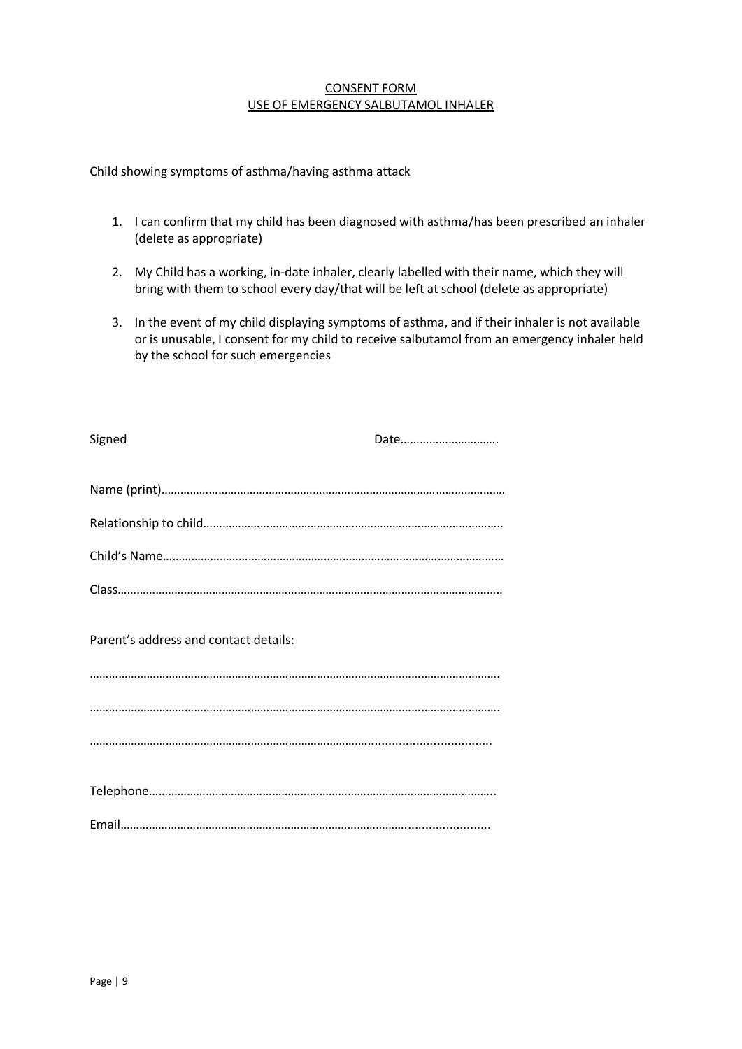<u>CONSENT FORM</u>
<u>USE OF EMERGENCY SALBUTAMOL INHALER</u>

Child showing symptoms of asthma/having asthma attack

1. I can confirm that my child has been diagnosed with asthma/has been prescribed an inhaler (delete as appropriate)
2. My Child has a working, in-date inhaler, clearly labelled with their name, which they will bring with them to school every day/that will be left at school (delete as appropriate)
3. In the event of my child displaying symptoms of asthma, and if their inhaler is not available or is unusable, I consent for my child to receive salbutamol from an emergency inhaler held by the school for such emergencies

Signed                                        Date…………………………

Name (print)……………………………………………………………………………………………

Relationship to child…………………………………………………………………………………

Child's Name…………………………………………………………………………………………

Class……………………………………………………………………………………………………

Parent's address and contact details:

………………………………………………………………………………………………………

………………………………………………………………………………………………………

………………………………………………………………………………………………………

Telephone………………………………………………………………………………………

Email……………………………………………………………………………………………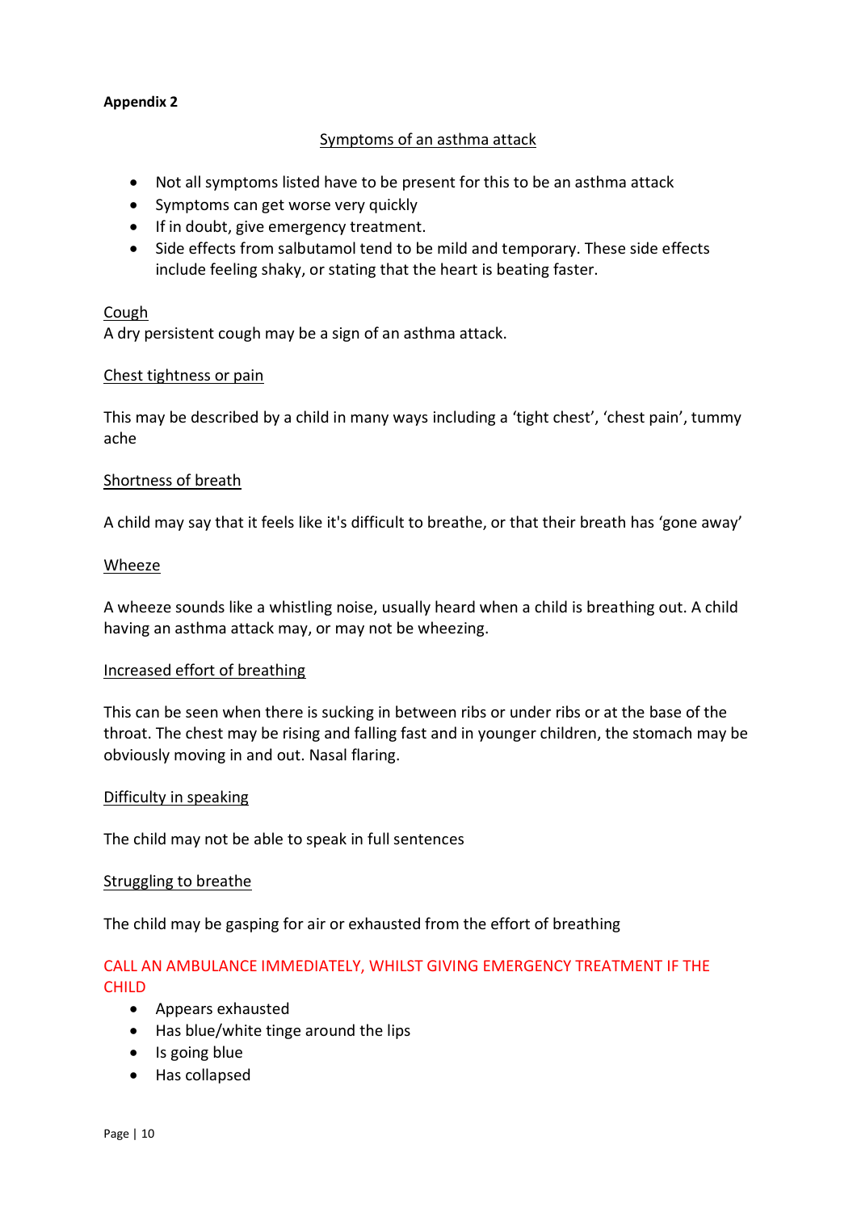**Appendix 2**

## Symptoms of an asthma attack

- Not all symptoms listed have to be present for this to be an asthma attack
- Symptoms can get worse very quickly
- If in doubt, give emergency treatment.
- Side effects from salbutamol tend to be mild and temporary. These side effects include feeling shaky, or stating that the heart is beating faster.

### Cough

A dry persistent cough may be a sign of an asthma attack.

### Chest tightness or pain

This may be described by a child in many ways including a 'tight chest', 'chest pain', tummy ache

### Shortness of breath

A child may say that it feels like it's difficult to breathe, or that their breath has 'gone away'

### Wheeze

A wheeze sounds like a whistling noise, usually heard when a child is breathing out. A child having an asthma attack may, or may not be wheezing.

### Increased effort of breathing

This can be seen when there is sucking in between ribs or under ribs or at the base of the throat. The chest may be rising and falling fast and in younger children, the stomach may be obviously moving in and out. Nasal flaring.

### Difficulty in speaking

The child may not be able to speak in full sentences

### Struggling to breathe

The child may be gasping for air or exhausted from the effort of breathing

CALL AN AMBULANCE IMMEDIATELY, WHILST GIVING EMERGENCY TREATMENT IF THE CHILD

- Appears exhausted
- Has blue/white tinge around the lips
- Is going blue
- Has collapsed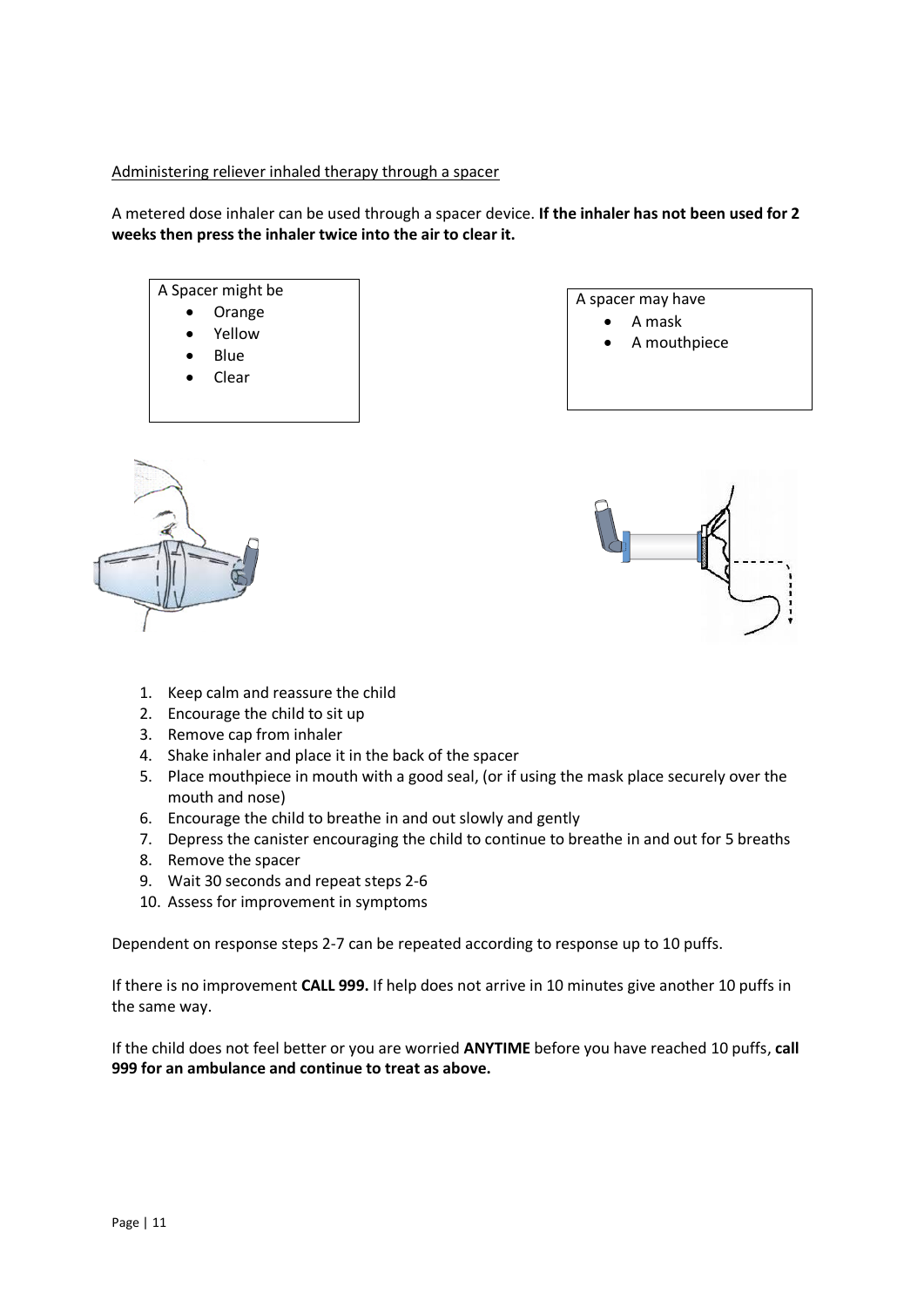Administering reliever inhaled therapy through a spacer

A metered dose inhaler can be used through a spacer device. **If the inhaler has not been used for 2 weeks then press the inhaler twice into the air to clear it.**

A Spacer might be

- Orange
- Yellow
- Blue
- Clear

A spacer may have

- A mask
- A mouthpiece

1. Keep calm and reassure the child
2. Encourage the child to sit up
3. Remove cap from inhaler
4. Shake inhaler and place it in the back of the spacer
5. Place mouthpiece in mouth with a good seal, (or if using the mask place securely over the mouth and nose)
6. Encourage the child to breathe in and out slowly and gently
7. Depress the canister encouraging the child to continue to breathe in and out for 5 breaths
8. Remove the spacer
9. Wait 30 seconds and repeat steps 2-6
10. Assess for improvement in symptoms

Dependent on response steps 2-7 can be repeated according to response up to 10 puffs.

If there is no improvement **CALL 999.** If help does not arrive in 10 minutes give another 10 puffs in the same way.

If the child does not feel better or you are worried **ANYTIME** before you have reached 10 puffs, **call 999 for an ambulance and continue to treat as above.**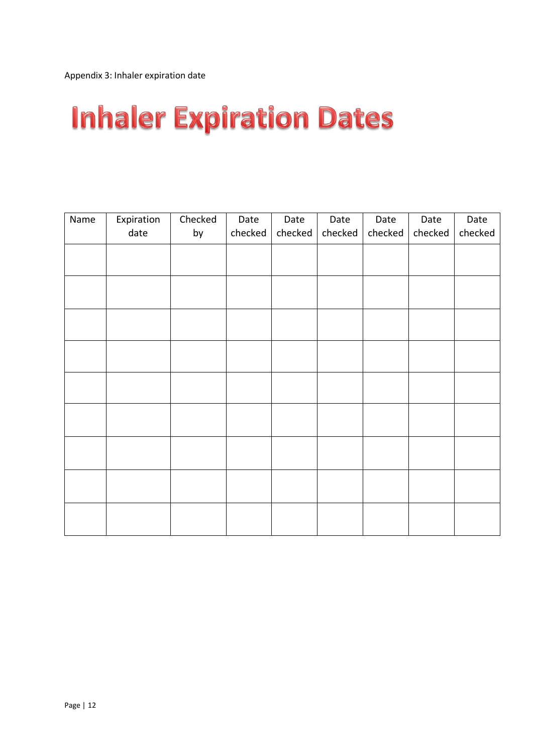Appendix 3: Inhaler expiration date

# Inhaler Expiration Dates

| Name | Expiration date | Checked by | Date checked | Date checked | Date checked | Date checked | Date checked | Date checked |
|---|---|---|---|---|---|---|---|---|
| | | | | | | | | |
| | | | | | | | | |
| | | | | | | | | |
| | | | | | | | | |
| | | | | | | | | |
| | | | | | | | | |
| | | | | | | | | |
| | | | | | | | | |
| | | | | | | | | |